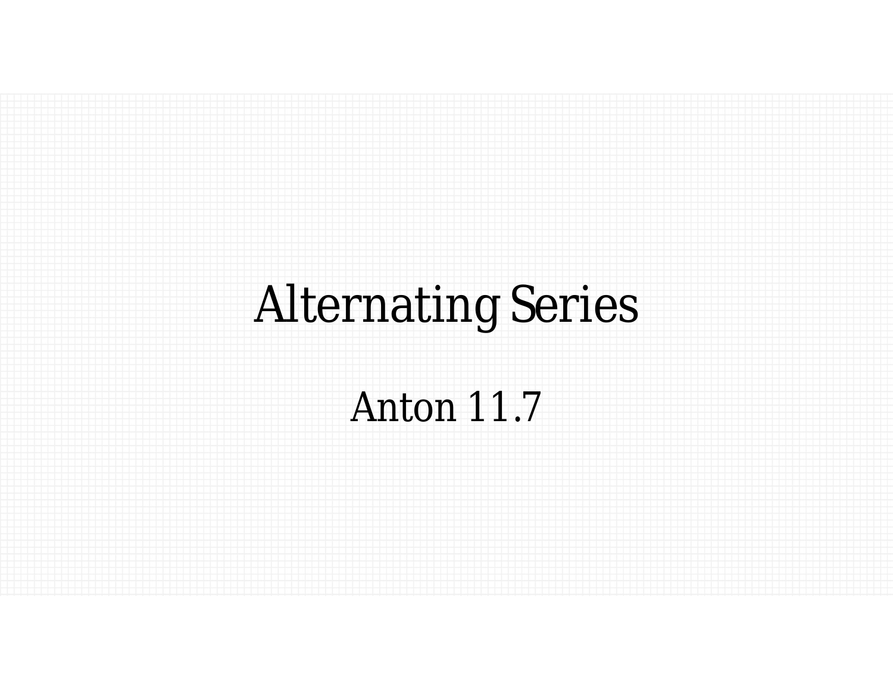# Alternating Series

Anton 11.7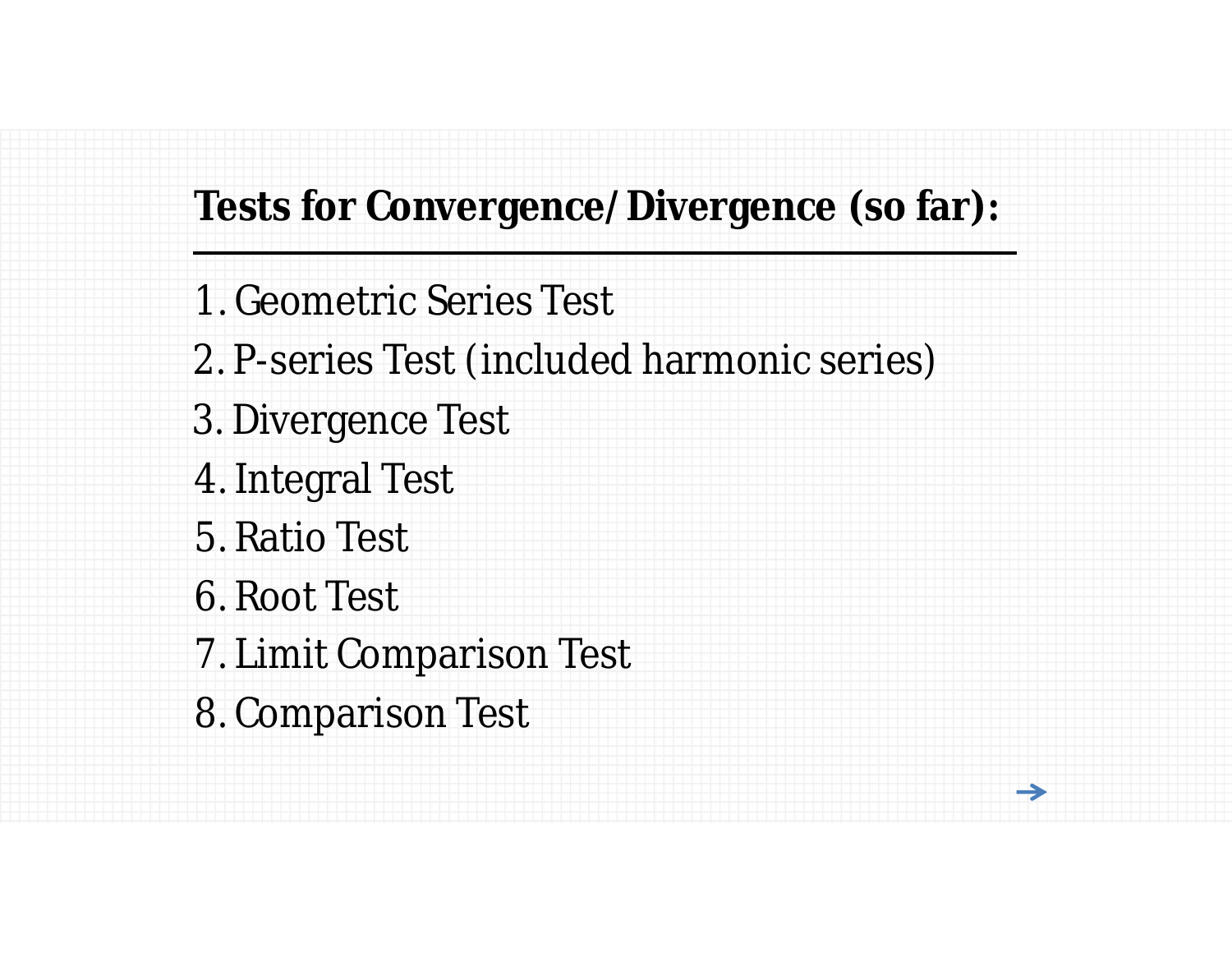**Tests for Convergence/Divergence (so far):**

1. Geometric Series Test
2. P-series Test (included harmonic series)
3. Divergence Test
4. Integral Test
5. Ratio Test
6. Root Test
7. Limit Comparison Test
8. Comparison Test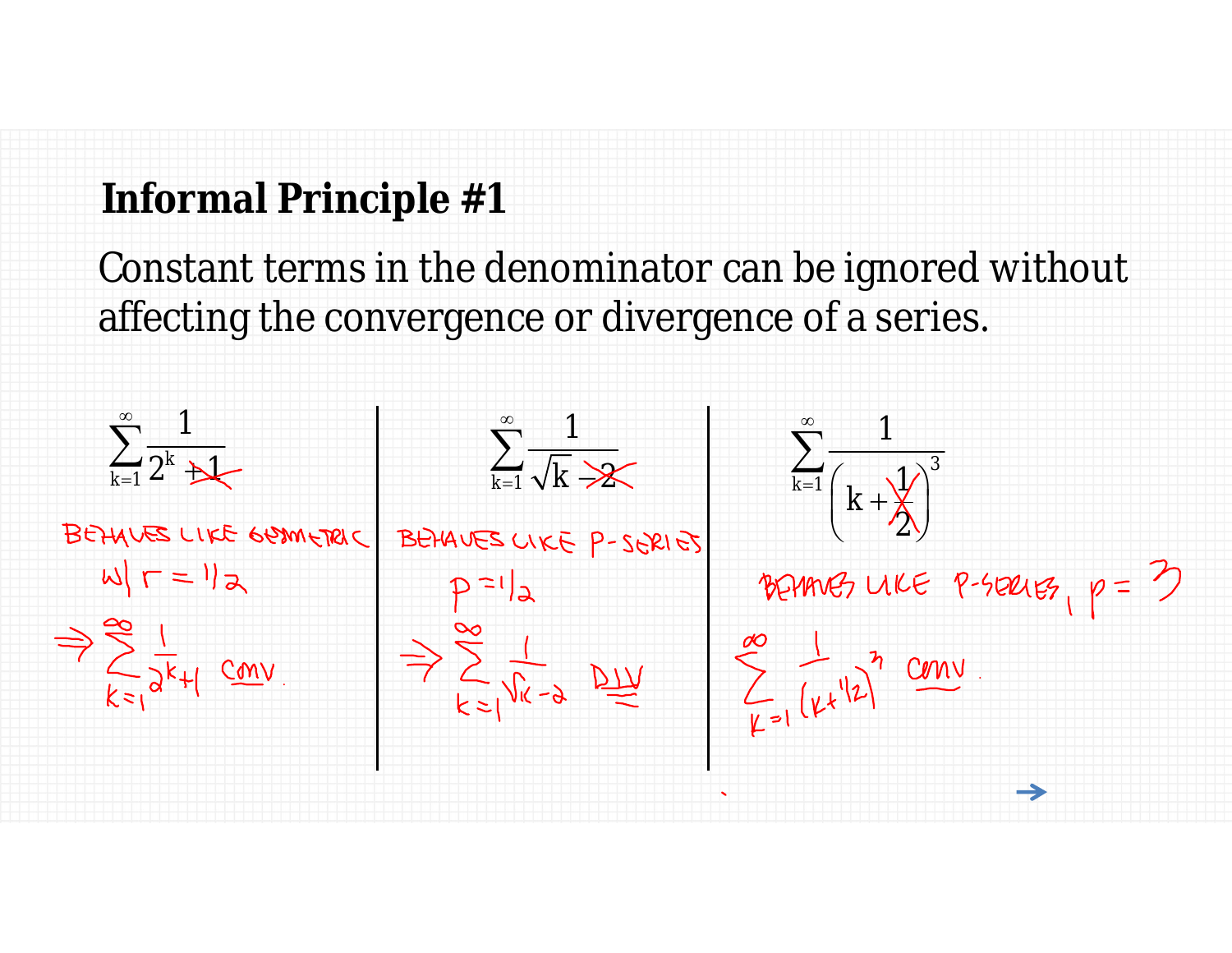# Informal Principle #1

Constant terms in the denominator can be ignored without affecting the convergence or divergence of a series.

$$\sum_{k=1}^{\infty} \frac{1}{2^k + 1}$$

BEHAVES LIKE GEOMETRIC w/ $r = 1/2$

$$\Rightarrow \sum_{k=1}^{\infty} \frac{1}{2^k+1} \text{ CONV.}$$

$$\sum_{k=1}^{\infty} \frac{1}{\sqrt{k} - 2}$$

BEHAVES LIKE P-SERIES $p = 1/2$

$$\Rightarrow \sum_{k=1}^{\infty} \frac{1}{\sqrt{k}-2} \text{ DIV}$$

$$\sum_{k=1}^{\infty} \frac{1}{\left(k + \frac{1}{2}\right)^3}$$

BEHAVES LIKE P-SERIES, $p = 3$

$$\sum_{k=1}^{\infty} \frac{1}{(k+1/2)^3} \text{ CONV.}$$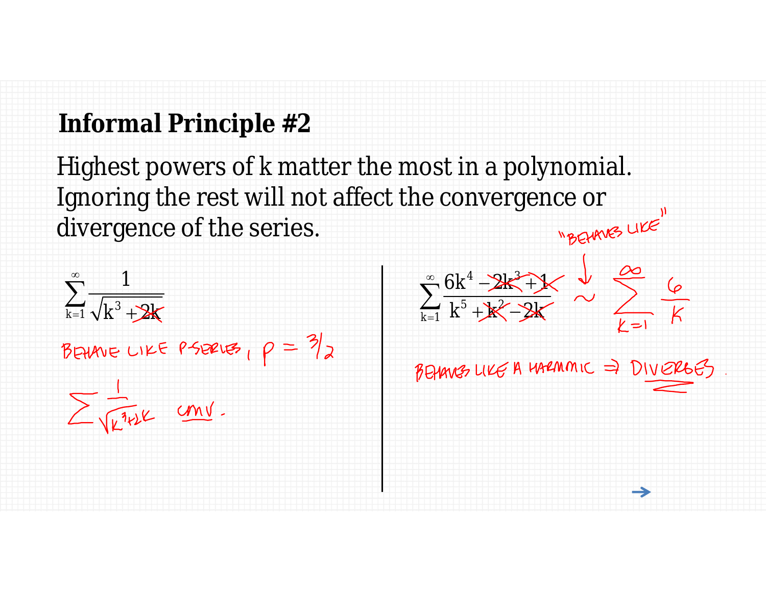## Informal Principle #2

Highest powers of k matter the most in a polynomial. Ignoring the rest will not affect the convergence or divergence of the series.

$$\sum_{k=1}^{\infty} \frac{1}{\sqrt{k^3 + 2k}}$$

BEHAVE LIKE P-SERIES, $p = 3/2$

$$\sum \frac{1}{\sqrt{k^3+2k}} \text{ CONV.}$$

$$\sum_{k=1}^{\infty} \frac{6k^4 - 2k^3 + 1}{k^5 + k^2 - 2k} \sim \sum_{k=1}^{\infty} \frac{6}{k}$$

"BEHAVES LIKE"

BEHAVES LIKE A HARMONIC $\Rightarrow$ DIVERGES.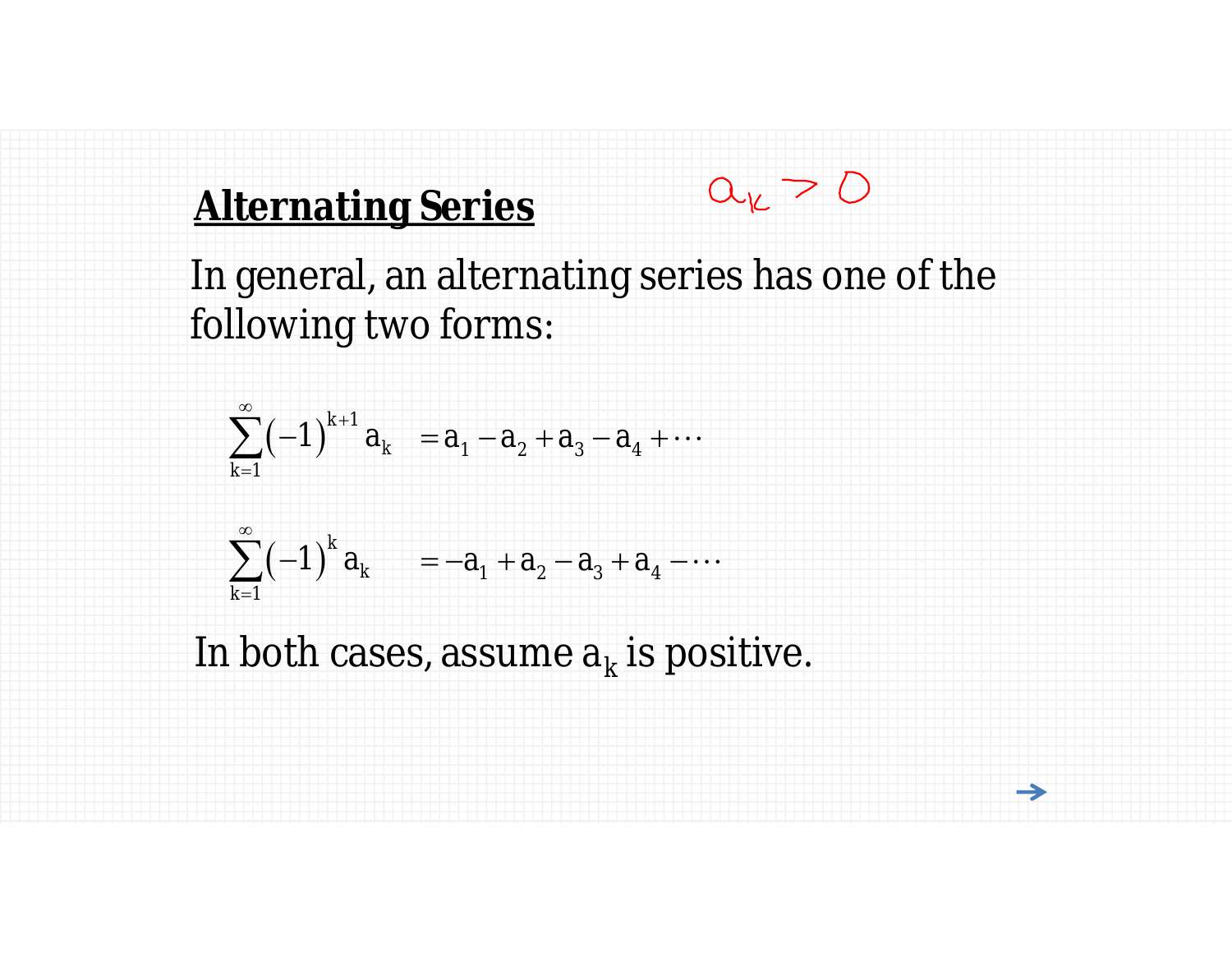## Alternating Series

$a_k > 0$

In general, an alternating series has one of the following two forms:

$$\sum_{k=1}^{\infty} (-1)^{k+1} a_k \quad = a_1 - a_2 + a_3 - a_4 + \cdots$$

$$\sum_{k=1}^{\infty} (-1)^{k} a_k \quad = -a_1 + a_2 - a_3 + a_4 - \cdots$$

In both cases, assume $a_k$ is positive.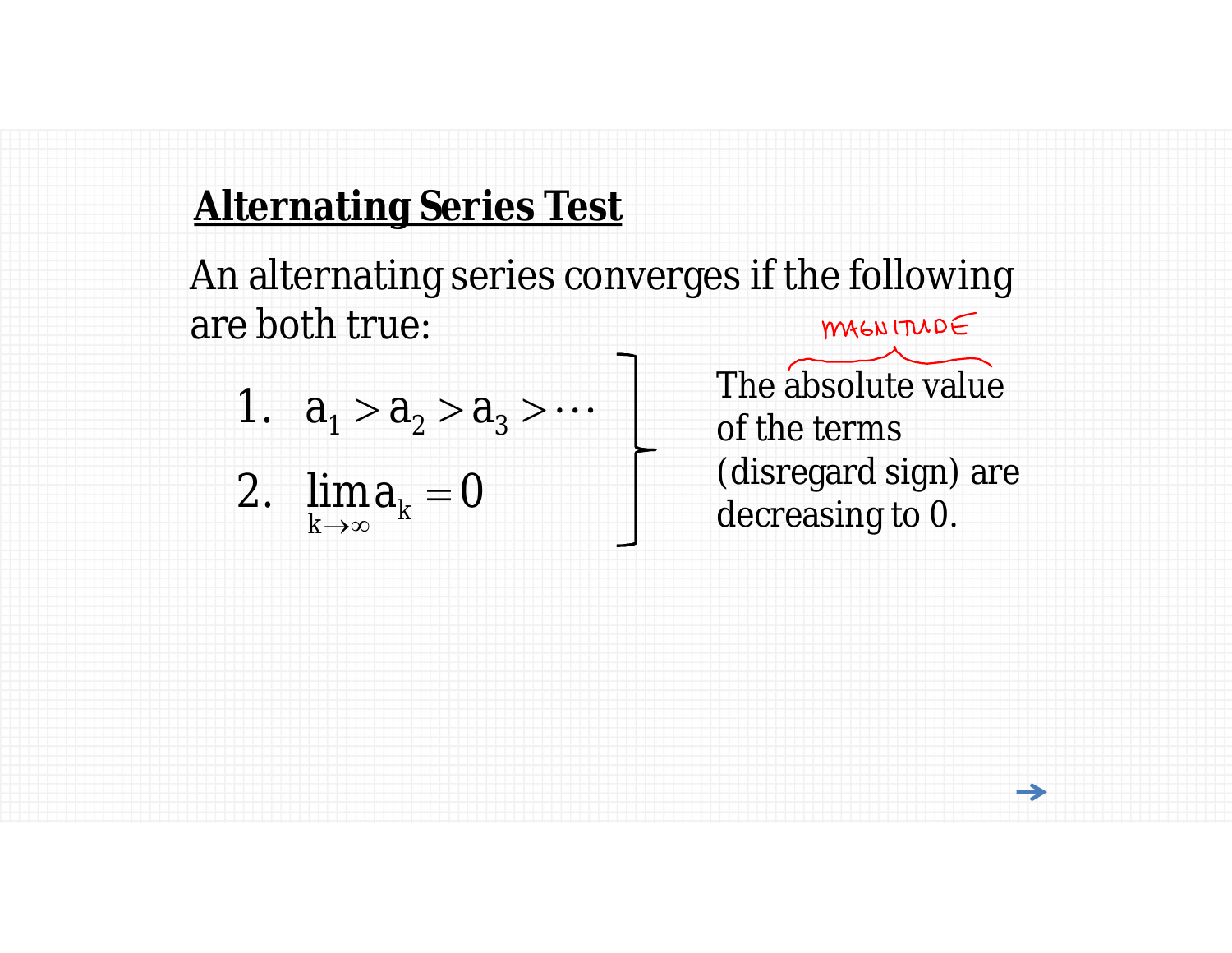## Alternating Series Test

An alternating series converges if the following are both true:

1. $a_1 > a_2 > a_3 > \cdots$
2. $\lim_{k \to \infty} a_k = 0$

The absolute value (MAGNITUDE) of the terms (disregard sign) are decreasing to 0.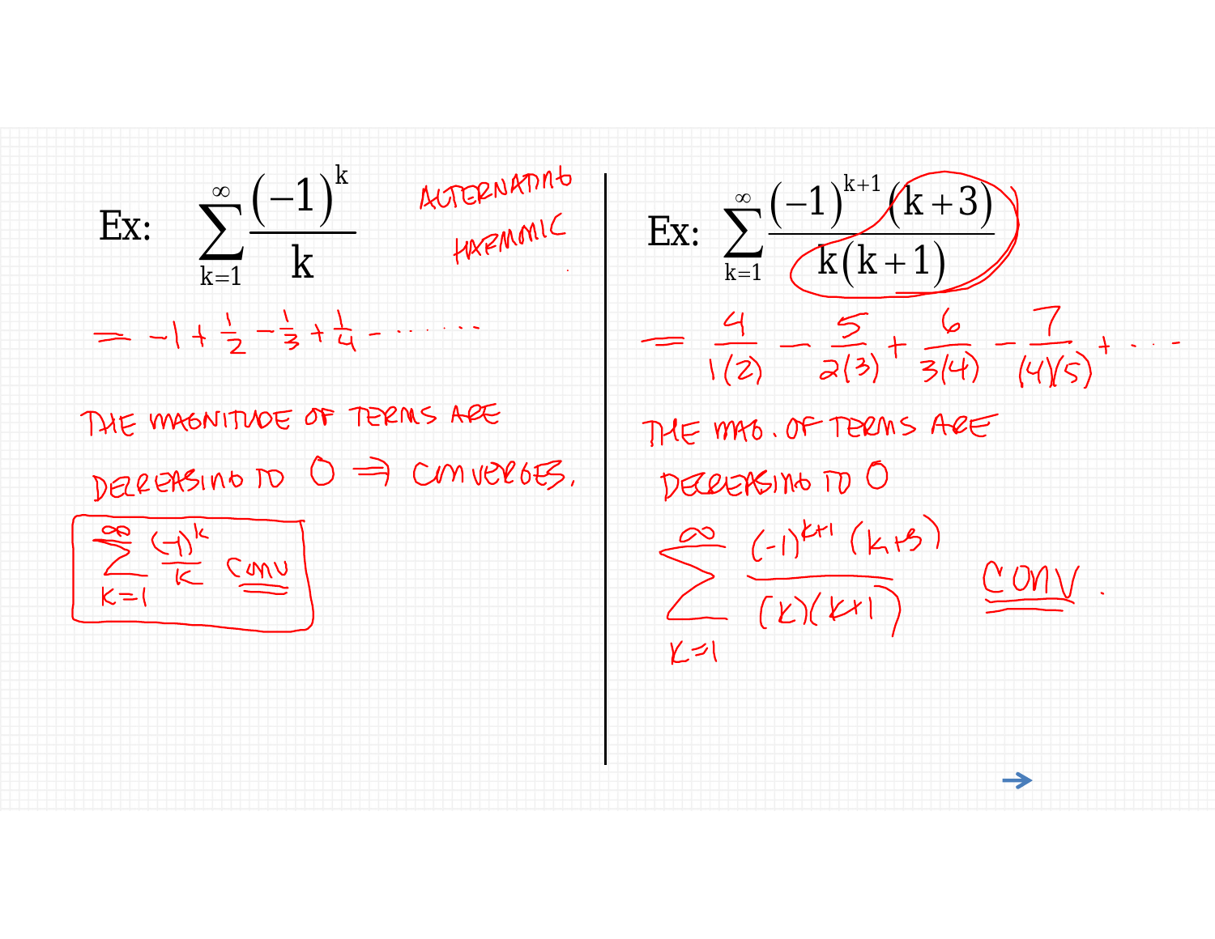Ex: $\displaystyle\sum_{k=1}^{\infty} \frac{(-1)^k}{k}$ ALTERNATING HARMONIC

$= -1 + \frac{1}{2} - \frac{1}{3} + \frac{1}{4} - \cdots\cdots$

THE MAGNITUDE OF TERMS ARE DECREASING TO 0 $\Rightarrow$ CONVERGES.

$\displaystyle\sum_{k=1}^{\infty} \frac{(-1)^k}{k}$ CONV

Ex: $\displaystyle\sum_{k=1}^{\infty} \frac{(-1)^{k+1}(k+3)}{k(k+1)}$

$= \frac{4}{1(2)} - \frac{5}{2(3)} + \frac{6}{3(4)} - \frac{7}{(4)(5)} + \cdots$

THE MAG. OF TERMS ARE DECREASING TO 0

$\displaystyle\sum_{k=1}^{\infty} \frac{(-1)^{k+1}(k+3)}{(k)(k+1)}$ CONV.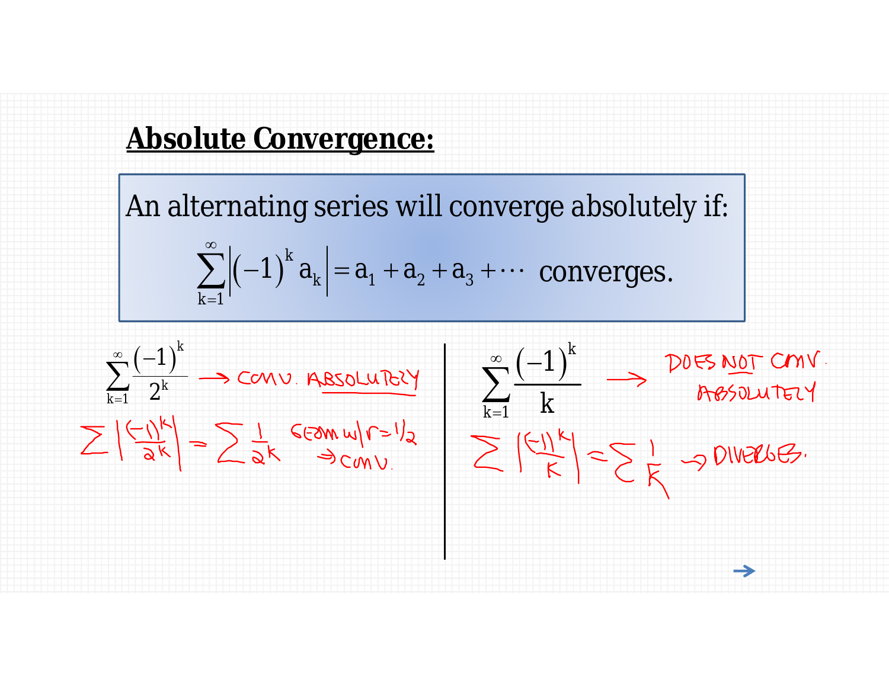## Absolute Convergence:

An alternating series will converge absolutely if:

$$\sum_{k=1}^{\infty}\left|(-1)^k a_k\right| = a_1 + a_2 + a_3 + \cdots \text{ converges.}$$

$$\sum_{k=1}^{\infty}\frac{(-1)^k}{2^k} \rightarrow \text{CONV. ABSOLUTELY}$$

$$\sum\left|\frac{(-1)^k}{2^k}\right| = \sum\frac{1}{2^k}$$ GEOM w/ $r = 1/2$ $\Rightarrow$ CONV.

$$\sum_{k=1}^{\infty}\frac{(-1)^k}{k} \rightarrow \text{DOES NOT CONV. ABSOLUTELY}$$

$$\sum\left|\frac{(-1)^k}{k}\right| = \sum\frac{1}{k} \rightarrow \text{DIVERGES.}$$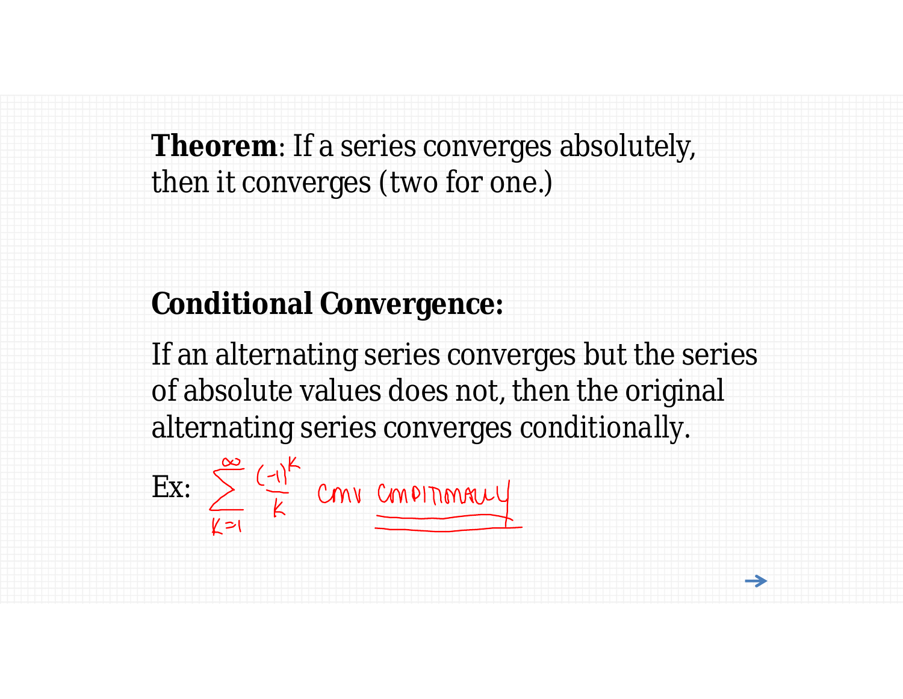**Theorem**: If a series converges absolutely, then it converges (two for one.)

**Conditional Convergence:**

If an alternating series converges but the series of absolute values does not, then the original alternating series converges conditionally.

Ex: $\sum_{k=1}^{\infty} \frac{(-1)^k}{k}$ CONV CONDITIONALLY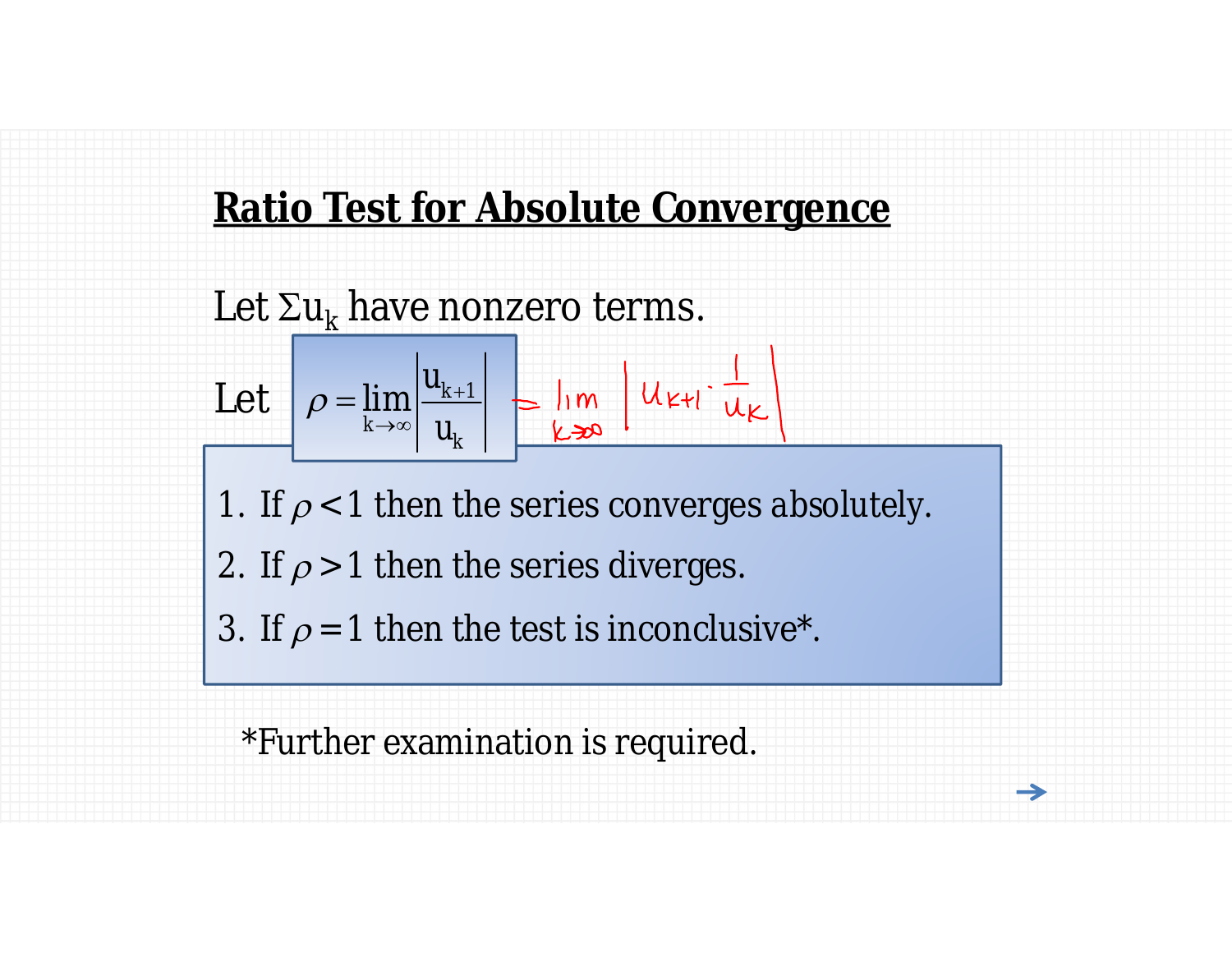## Ratio Test for Absolute Convergence

Let $\Sigma u_k$ have nonzero terms.

Let $\rho = \lim_{k\to\infty} \left| \frac{u_{k+1}}{u_k} \right| = \lim_{k\to\infty} \left| u_{k+1} \cdot \frac{1}{u_k} \right|$

1. If $\rho < 1$ then the series converges absolutely.
2. If $\rho > 1$ then the series diverges.
3. If $\rho = 1$ then the test is inconclusive*.

*Further examination is required.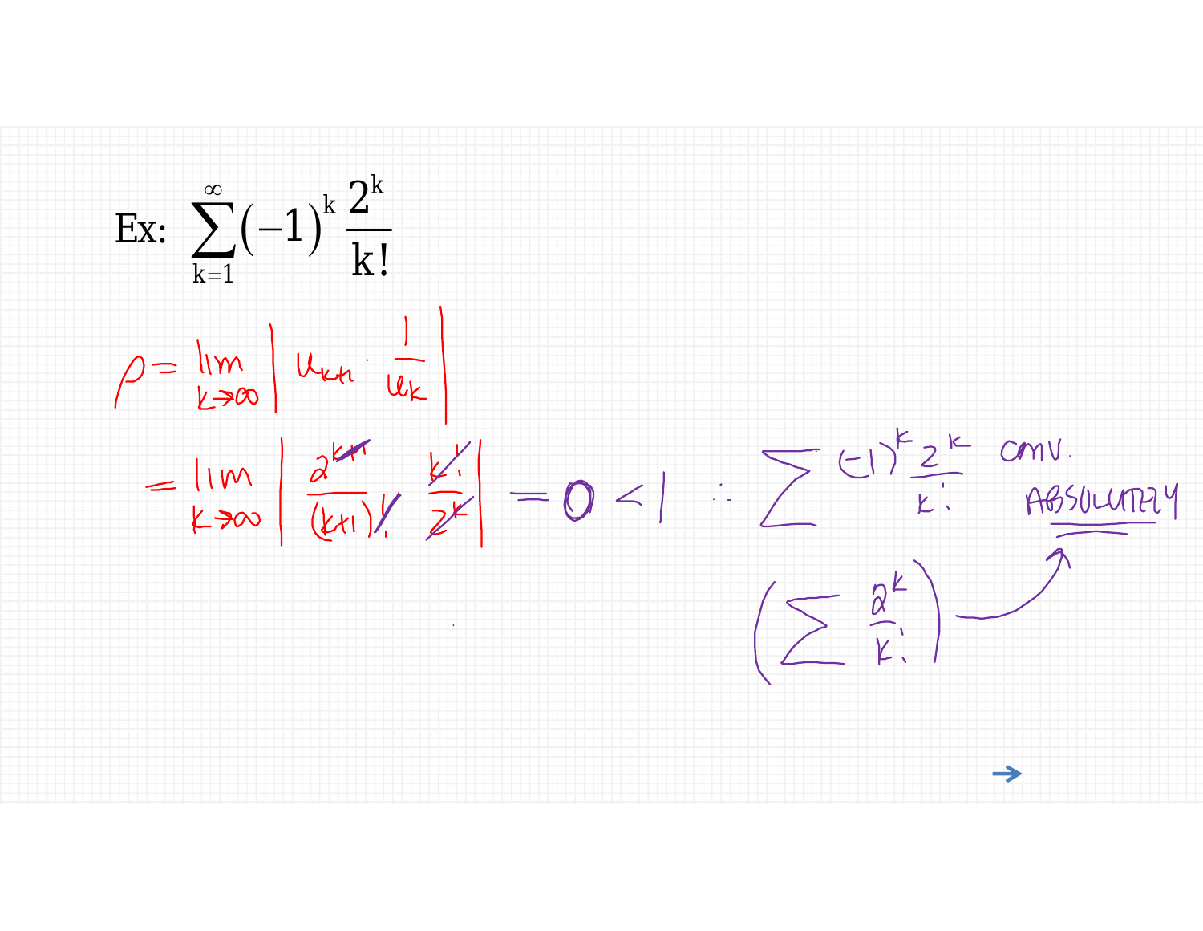Ex: $\sum_{k=1}^{\infty} (-1)^k \frac{2^k}{k!}$

$\rho = \lim_{k\to\infty} \left| u_{k+1} \cdot \frac{1}{u_k} \right|$

$= \lim_{k\to\infty} \left| \frac{2^{k+1}}{(k+1)!} \cdot \frac{k!}{2^k} \right| = 0 < 1$ $\therefore \sum (-1)^k \frac{2^k}{k!}$ conv. ABSOLUTELY

$\left( \sum \frac{2^k}{k!} \right)$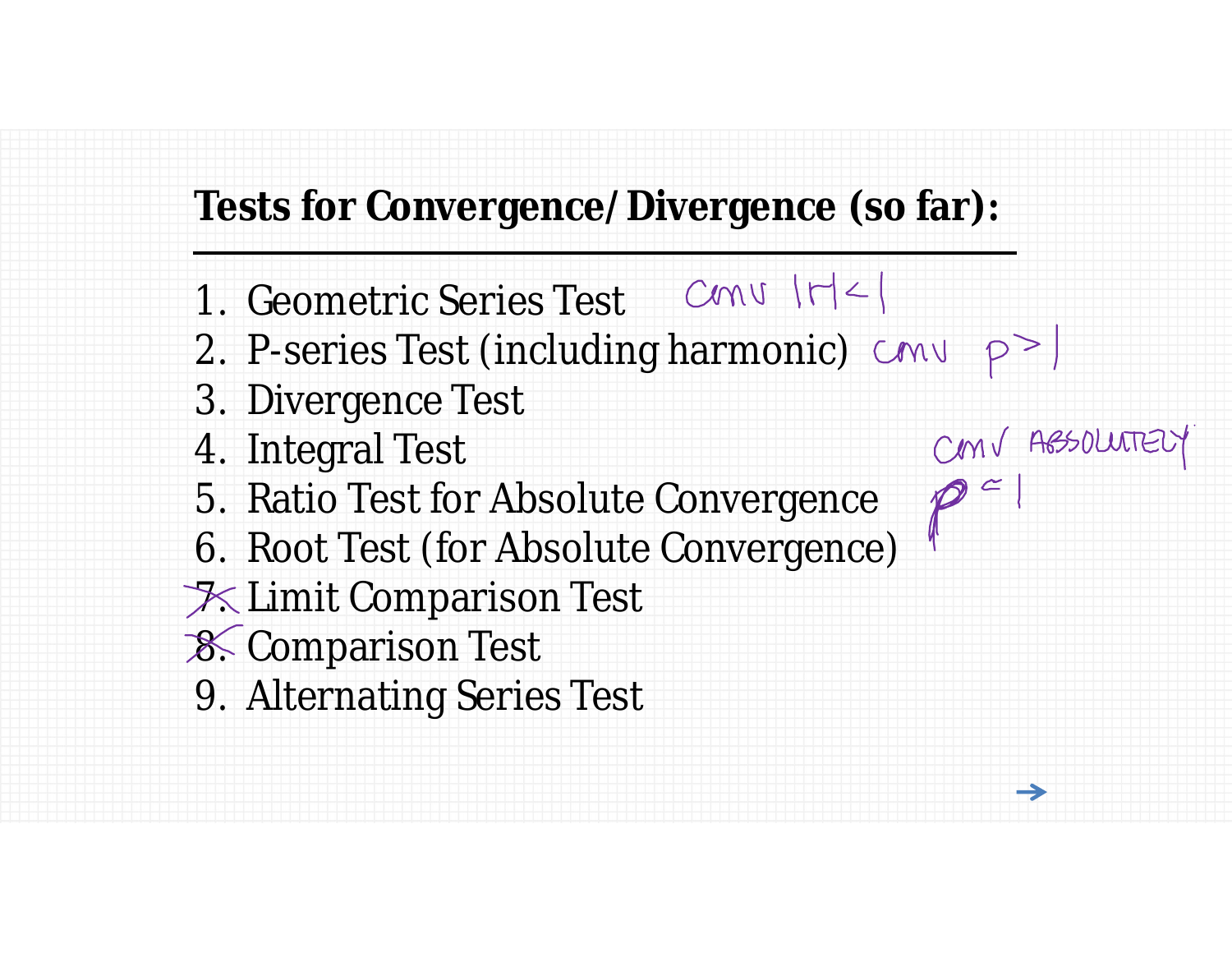**Tests for Convergence/Divergence (so far):**

---

1. Geometric Series Test — conv $|r|<1$
2. P-series Test (including harmonic) — conv $p>1$
3. Divergence Test
4. Integral Test
5. Ratio Test for Absolute Convergence — conv absolutely $\rho<1$
6. Root Test (for Absolute Convergence)
7. ~~7.~~ Limit Comparison Test
8. ~~8.~~ Comparison Test
9. Alternating Series Test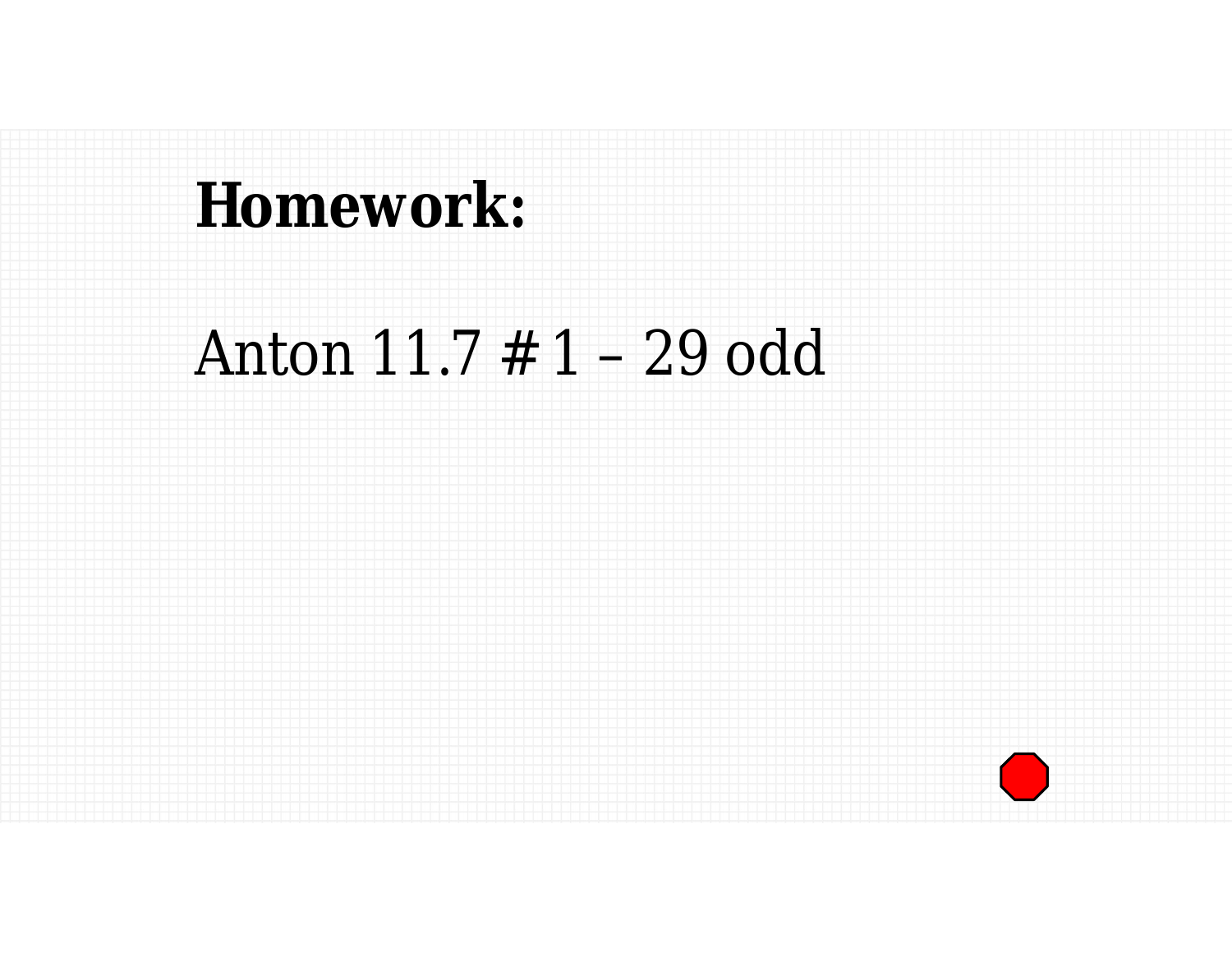**Homework:**

Anton 11.7 #1 – 29 odd